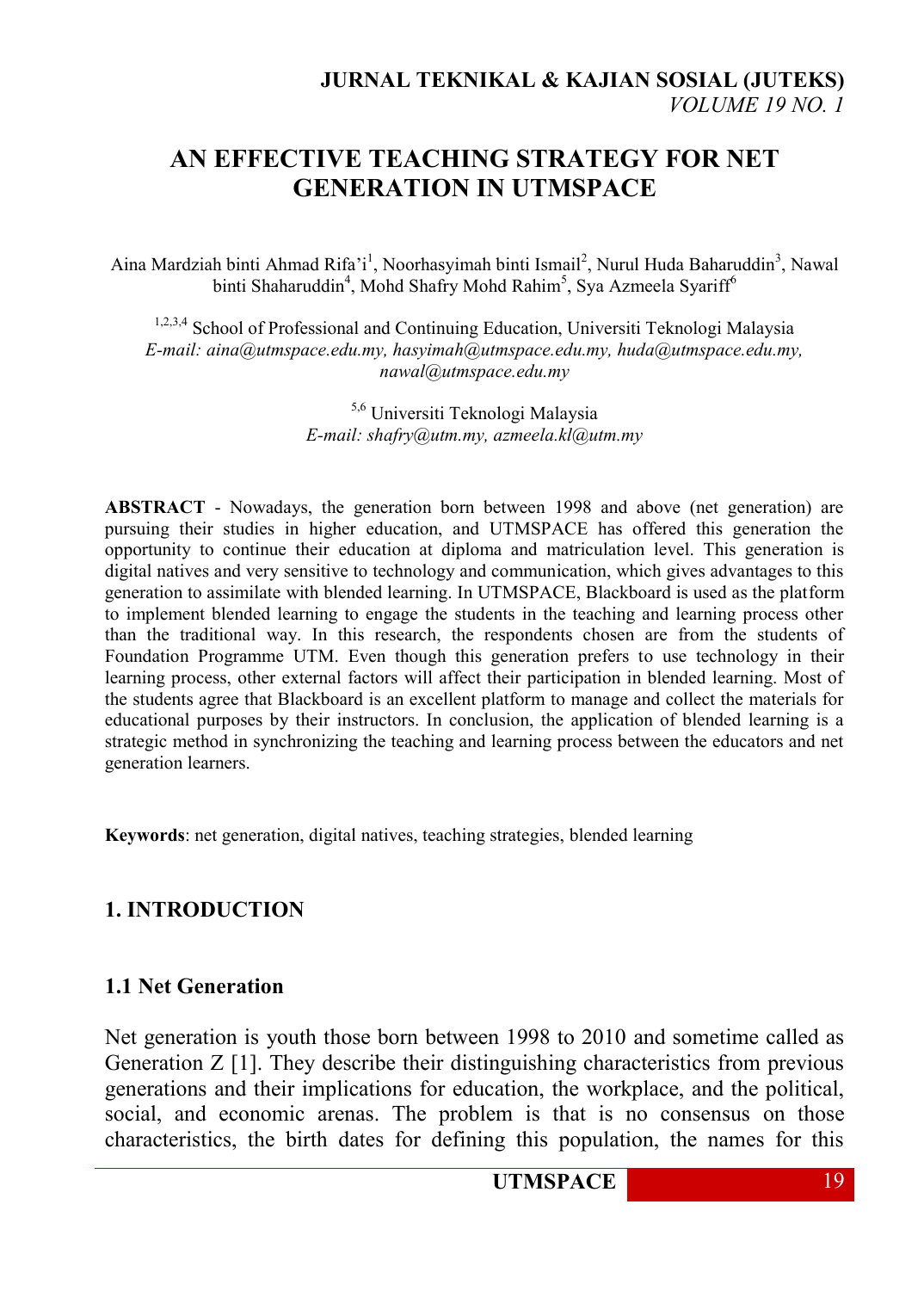# AN EFFECTIVE TEACHING STRATEGY FOR NET GENERATION IN UTMSPACE

Aina Mardziah binti Ahmad Rifa'i[1], Noorhasyimah binti Ismail[2], Nurul Huda Baharuddin[3], Nawal binti Shaharuddin[4], Mohd Shafry Mohd Rahim[5], Sya Azmeela Syariff[6]

[1,2,3,4] School of Professional and Continuing Education, Universiti Teknologi Malaysia
*E-mail: aina@utmspace.edu.my, hasyimah@utmspace.edu.my, huda@utmspace.edu.my, nawal@utmspace.edu.my*

[5,6] Universiti Teknologi Malaysia
*E-mail: shafry@utm.my, azmeela.kl@utm.my*

**ABSTRACT** - Nowadays, the generation born between 1998 and above (net generation) are pursuing their studies in higher education, and UTMSPACE has offered this generation the opportunity to continue their education at diploma and matriculation level. This generation is digital natives and very sensitive to technology and communication, which gives advantages to this generation to assimilate with blended learning. In UTMSPACE, Blackboard is used as the platform to implement blended learning to engage the students in the teaching and learning process other than the traditional way. In this research, the respondents chosen are from the students of Foundation Programme UTM. Even though this generation prefers to use technology in their learning process, other external factors will affect their participation in blended learning. Most of the students agree that Blackboard is an excellent platform to manage and collect the materials for educational purposes by their instructors. In conclusion, the application of blended learning is a strategic method in synchronizing the teaching and learning process between the educators and net generation learners.

**Keywords**: net generation, digital natives, teaching strategies, blended learning

## 1. INTRODUCTION

### 1.1 Net Generation

Net generation is youth those born between 1998 to 2010 and sometime called as Generation Z [1]. They describe their distinguishing characteristics from previous generations and their implications for education, the workplace, and the political, social, and economic arenas. The problem is that is no consensus on those characteristics, the birth dates for defining this population, the names for this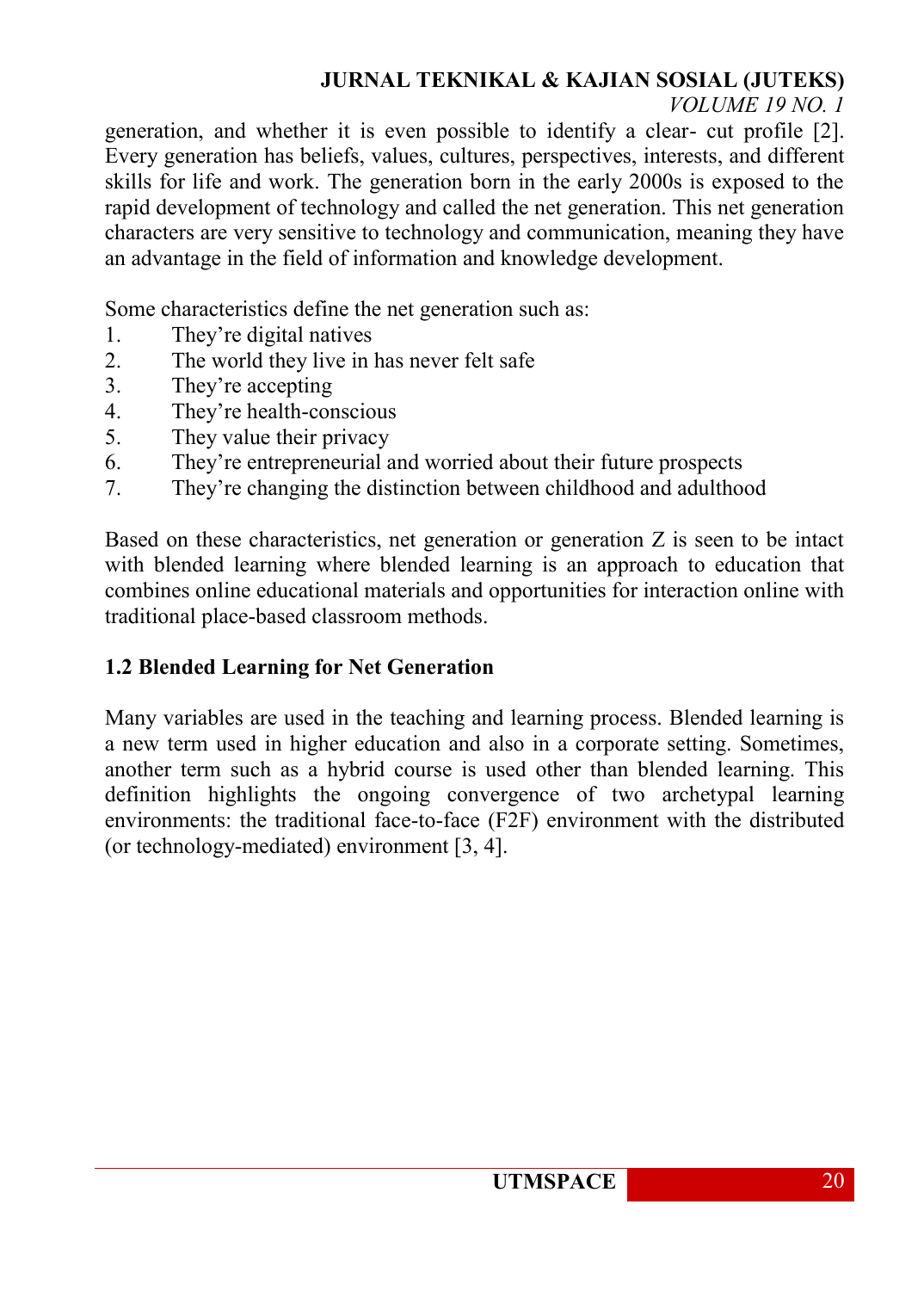generation, and whether it is even possible to identify a clear- cut profile [2]. Every generation has beliefs, values, cultures, perspectives, interests, and different skills for life and work. The generation born in the early 2000s is exposed to the rapid development of technology and called the net generation. This net generation characters are very sensitive to technology and communication, meaning they have an advantage in the field of information and knowledge development.

Some characteristics define the net generation such as:

1. They're digital natives
2. The world they live in has never felt safe
3. They're accepting
4. They're health-conscious
5. They value their privacy
6. They're entrepreneurial and worried about their future prospects
7. They're changing the distinction between childhood and adulthood

Based on these characteristics, net generation or generation Z is seen to be intact with blended learning where blended learning is an approach to education that combines online educational materials and opportunities for interaction online with traditional place-based classroom methods.

## 1.2 Blended Learning for Net Generation

Many variables are used in the teaching and learning process. Blended learning is a new term used in higher education and also in a corporate setting. Sometimes, another term such as a hybrid course is used other than blended learning. This definition highlights the ongoing convergence of two archetypal learning environments: the traditional face-to-face (F2F) environment with the distributed (or technology-mediated) environment [3, 4].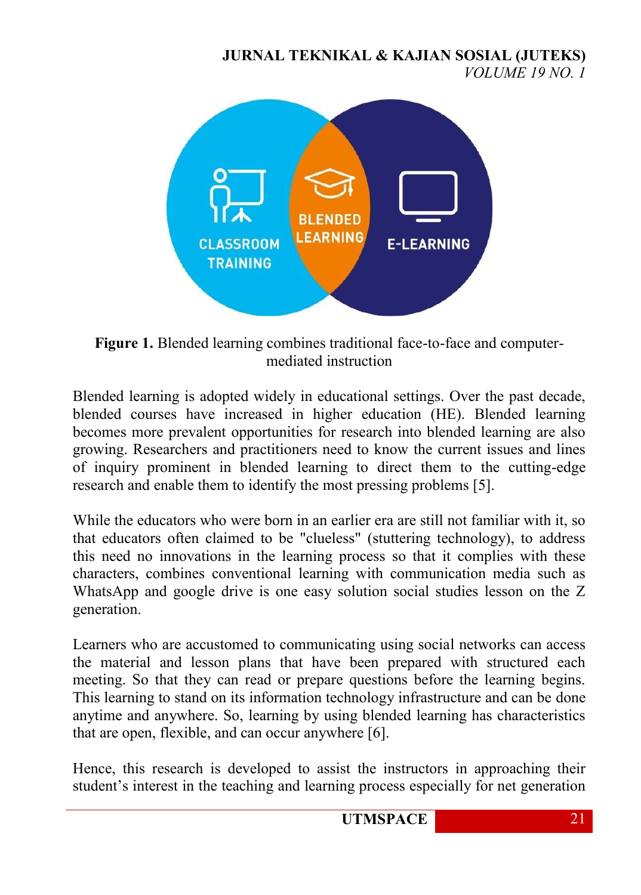**Figure 1.** Blended learning combines traditional face-to-face and computer-mediated instruction

Blended learning is adopted widely in educational settings. Over the past decade, blended courses have increased in higher education (HE). Blended learning becomes more prevalent opportunities for research into blended learning are also growing. Researchers and practitioners need to know the current issues and lines of inquiry prominent in blended learning to direct them to the cutting-edge research and enable them to identify the most pressing problems [5].

While the educators who were born in an earlier era are still not familiar with it, so that educators often claimed to be "clueless" (stuttering technology), to address this need no innovations in the learning process so that it complies with these characters, combines conventional learning with communication media such as WhatsApp and google drive is one easy solution social studies lesson on the Z generation.

Learners who are accustomed to communicating using social networks can access the material and lesson plans that have been prepared with structured each meeting. So that they can read or prepare questions before the learning begins. This learning to stand on its information technology infrastructure and can be done anytime and anywhere. So, learning by using blended learning has characteristics that are open, flexible, and can occur anywhere [6].

Hence, this research is developed to assist the instructors in approaching their student's interest in the teaching and learning process especially for net generation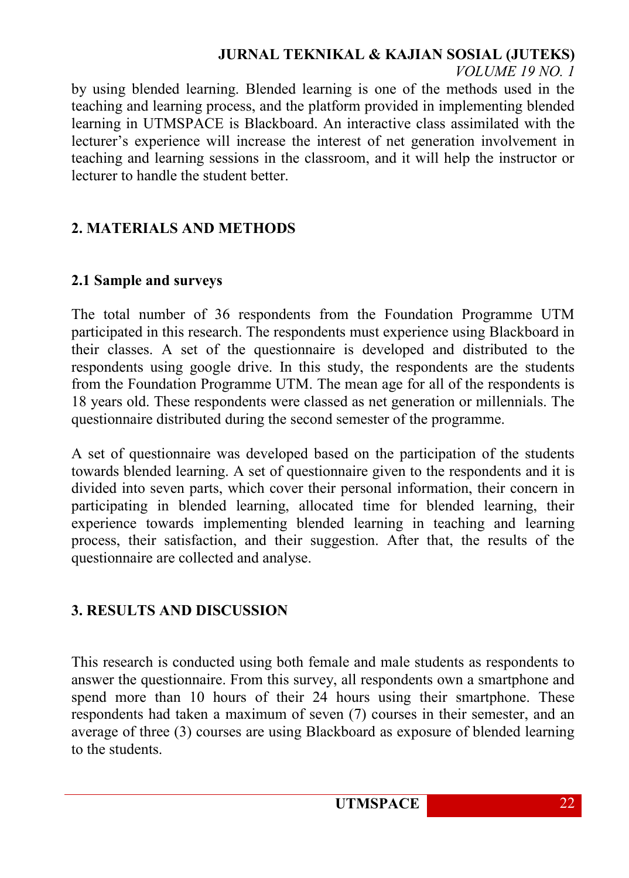by using blended learning. Blended learning is one of the methods used in the teaching and learning process, and the platform provided in implementing blended learning in UTMSPACE is Blackboard. An interactive class assimilated with the lecturer's experience will increase the interest of net generation involvement in teaching and learning sessions in the classroom, and it will help the instructor or lecturer to handle the student better.

## 2. MATERIALS AND METHODS

### 2.1 Sample and surveys

The total number of 36 respondents from the Foundation Programme UTM participated in this research. The respondents must experience using Blackboard in their classes. A set of the questionnaire is developed and distributed to the respondents using google drive. In this study, the respondents are the students from the Foundation Programme UTM. The mean age for all of the respondents is 18 years old. These respondents were classed as net generation or millennials. The questionnaire distributed during the second semester of the programme.

A set of questionnaire was developed based on the participation of the students towards blended learning. A set of questionnaire given to the respondents and it is divided into seven parts, which cover their personal information, their concern in participating in blended learning, allocated time for blended learning, their experience towards implementing blended learning in teaching and learning process, their satisfaction, and their suggestion. After that, the results of the questionnaire are collected and analyse.

## 3. RESULTS AND DISCUSSION

This research is conducted using both female and male students as respondents to answer the questionnaire. From this survey, all respondents own a smartphone and spend more than 10 hours of their 24 hours using their smartphone. These respondents had taken a maximum of seven (7) courses in their semester, and an average of three (3) courses are using Blackboard as exposure of blended learning to the students.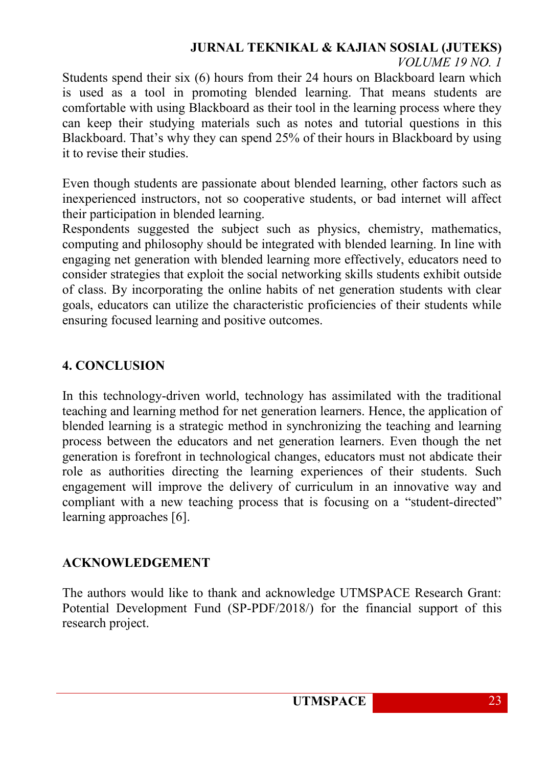Students spend their six (6) hours from their 24 hours on Blackboard learn which is used as a tool in promoting blended learning. That means students are comfortable with using Blackboard as their tool in the learning process where they can keep their studying materials such as notes and tutorial questions in this Blackboard. That's why they can spend 25% of their hours in Blackboard by using it to revise their studies.

Even though students are passionate about blended learning, other factors such as inexperienced instructors, not so cooperative students, or bad internet will affect their participation in blended learning.
Respondents suggested the subject such as physics, chemistry, mathematics, computing and philosophy should be integrated with blended learning. In line with engaging net generation with blended learning more effectively, educators need to consider strategies that exploit the social networking skills students exhibit outside of class. By incorporating the online habits of net generation students with clear goals, educators can utilize the characteristic proficiencies of their students while ensuring focused learning and positive outcomes.

## 4. CONCLUSION

In this technology-driven world, technology has assimilated with the traditional teaching and learning method for net generation learners. Hence, the application of blended learning is a strategic method in synchronizing the teaching and learning process between the educators and net generation learners. Even though the net generation is forefront in technological changes, educators must not abdicate their role as authorities directing the learning experiences of their students. Such engagement will improve the delivery of curriculum in an innovative way and compliant with a new teaching process that is focusing on a "student-directed" learning approaches [6].

## ACKNOWLEDGEMENT

The authors would like to thank and acknowledge UTMSPACE Research Grant: Potential Development Fund (SP-PDF/2018/) for the financial support of this research project.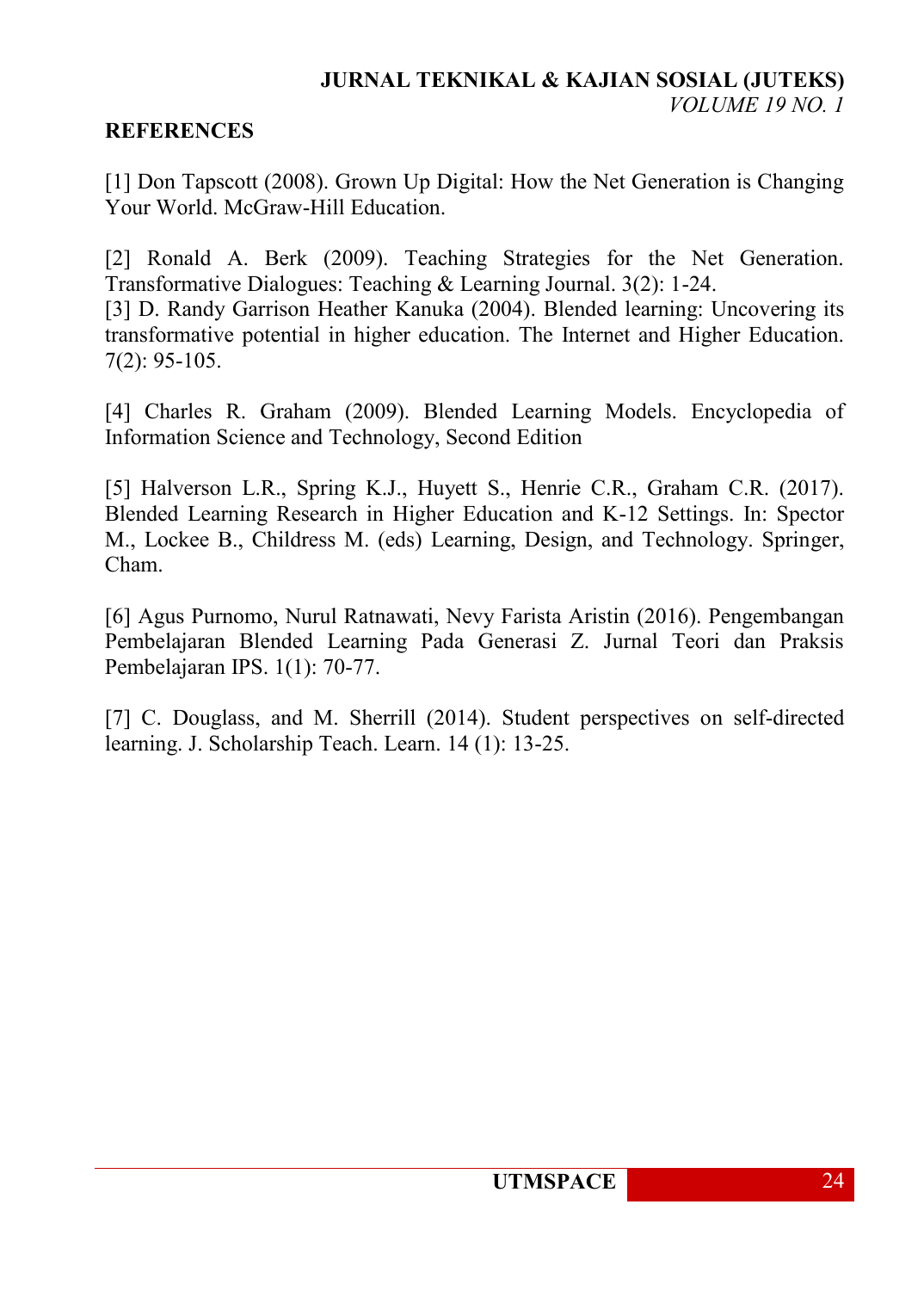## REFERENCES

[1] Don Tapscott (2008). Grown Up Digital: How the Net Generation is Changing Your World. McGraw-Hill Education.

[2] Ronald A. Berk (2009). Teaching Strategies for the Net Generation. Transformative Dialogues: Teaching & Learning Journal. 3(2): 1-24.

[3] D. Randy Garrison Heather Kanuka (2004). Blended learning: Uncovering its transformative potential in higher education. The Internet and Higher Education. 7(2): 95-105.

[4] Charles R. Graham (2009). Blended Learning Models. Encyclopedia of Information Science and Technology, Second Edition

[5] Halverson L.R., Spring K.J., Huyett S., Henrie C.R., Graham C.R. (2017). Blended Learning Research in Higher Education and K-12 Settings. In: Spector M., Lockee B., Childress M. (eds) Learning, Design, and Technology. Springer, Cham.

[6] Agus Purnomo, Nurul Ratnawati, Nevy Farista Aristin (2016). Pengembangan Pembelajaran Blended Learning Pada Generasi Z. Jurnal Teori dan Praksis Pembelajaran IPS. 1(1): 70-77.

[7] C. Douglass, and M. Sherrill (2014). Student perspectives on self-directed learning. J. Scholarship Teach. Learn. 14 (1): 13-25.